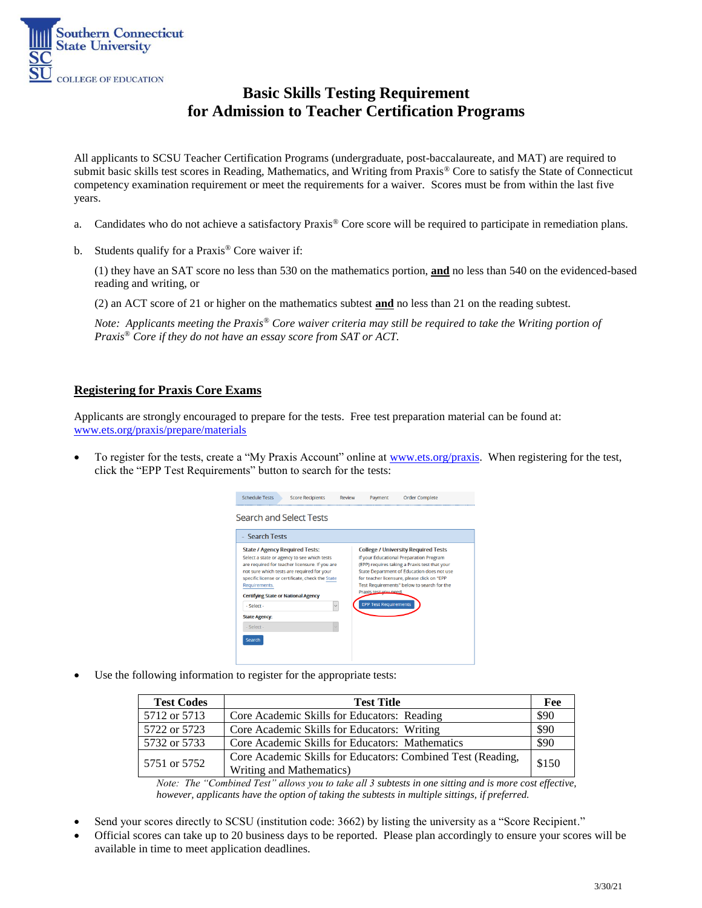Southern Connecticut State University

COLLEGE OF EDUCATION

# Basic Skills Testing Requirement for Admission to Teacher Certification Programs

All applicants to SCSU Teacher Certification Programs (undergraduate, post-baccalaureate, and MAT) are required to submit basic skills test scores in Reading, Mathematics, and Writing from Praxis® Core to satisfy the State of Connecticut competency examination requirement or meet the requirements for a waiver. Scores must be from within the last five years.

a. Candidates who do not achieve a satisfactory Praxis® Core score will be required to participate in remediation plans.

b. Students qualify for a Praxis® Core waiver if:

(1) they have an SAT score no less than 530 on the mathematics portion, **and** no less than 540 on the evidenced-based reading and writing, or

(2) an ACT score of 21 or higher on the mathematics subtest **and** no less than 21 on the reading subtest.

*Note: Applicants meeting the Praxis® Core waiver criteria may still be required to take the Writing portion of Praxis® Core if they do not have an essay score from SAT or ACT.*

## Registering for Praxis Core Exams

Applicants are strongly encouraged to prepare for the tests. Free test preparation material can be found at: www.ets.org/praxis/prepare/materials

- To register for the tests, create a "My Praxis Account" online at www.ets.org/praxis. When registering for the test, click the "EPP Test Requirements" button to search for the tests:

- Use the following information to register for the appropriate tests:

| Test Codes | Test Title | Fee |
|---|---|---|
| 5712 or 5713 | Core Academic Skills for Educators: Reading | $90 |
| 5722 or 5723 | Core Academic Skills for Educators: Writing | $90 |
| 5732 or 5733 | Core Academic Skills for Educators: Mathematics | $90 |
| 5751 or 5752 | Core Academic Skills for Educators: Combined Test (Reading, Writing and Mathematics) | $150 |

*Note: The "Combined Test" allows you to take all 3 subtests in one sitting and is more cost effective, however, applicants have the option of taking the subtests in multiple sittings, if preferred.*

- Send your scores directly to SCSU (institution code: 3662) by listing the university as a "Score Recipient."
- Official scores can take up to 20 business days to be reported. Please plan accordingly to ensure your scores will be available in time to meet application deadlines.

3/30/21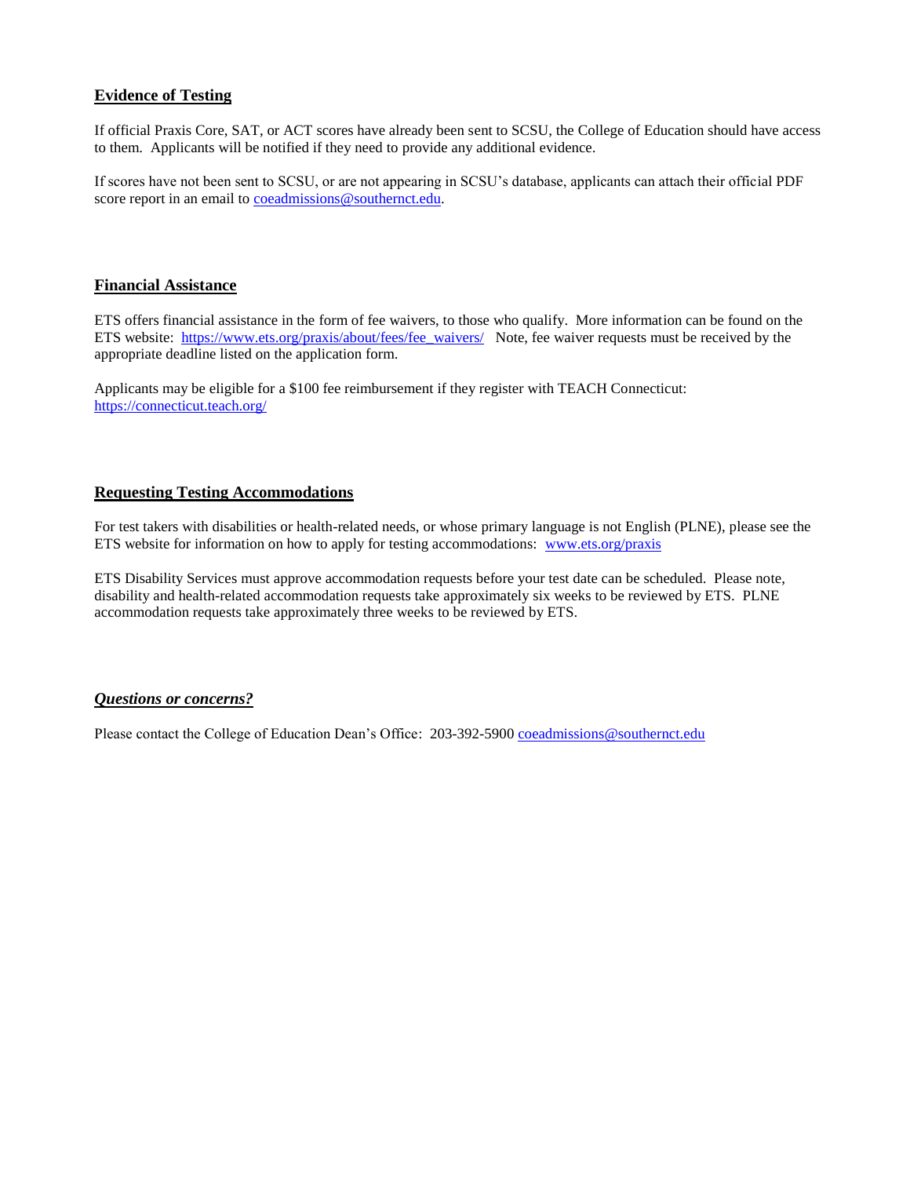## Evidence of Testing

If official Praxis Core, SAT, or ACT scores have already been sent to SCSU, the College of Education should have access to them. Applicants will be notified if they need to provide any additional evidence.

If scores have not been sent to SCSU, or are not appearing in SCSU's database, applicants can attach their official PDF score report in an email to coeadmissions@southernct.edu.

## Financial Assistance

ETS offers financial assistance in the form of fee waivers, to those who qualify. More information can be found on the ETS website: https://www.ets.org/praxis/about/fees/fee_waivers/ Note, fee waiver requests must be received by the appropriate deadline listed on the application form.

Applicants may be eligible for a $100 fee reimbursement if they register with TEACH Connecticut: https://connecticut.teach.org/

## Requesting Testing Accommodations

For test takers with disabilities or health-related needs, or whose primary language is not English (PLNE), please see the ETS website for information on how to apply for testing accommodations: www.ets.org/praxis

ETS Disability Services must approve accommodation requests before your test date can be scheduled. Please note, disability and health-related accommodation requests take approximately six weeks to be reviewed by ETS. PLNE accommodation requests take approximately three weeks to be reviewed by ETS.

## *Questions or concerns?*

Please contact the College of Education Dean's Office: 203-392-5900 coeadmissions@southernct.edu